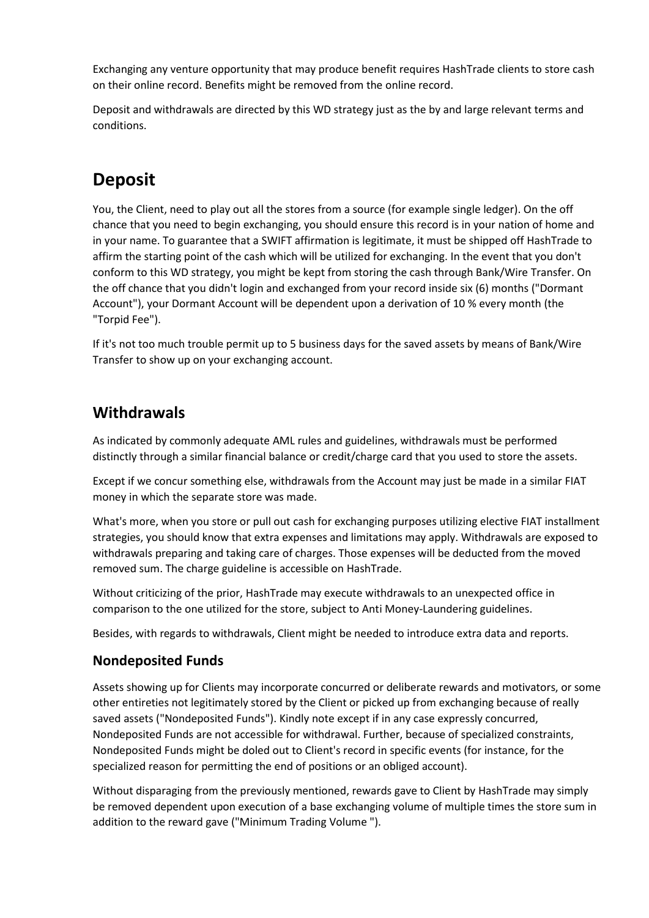Exchanging any venture opportunity that may produce benefit requires HashTrade clients to store cash on their online record. Benefits might be removed from the online record.

Deposit and withdrawals are directed by this WD strategy just as the by and large relevant terms and conditions.

# Deposit

You, the Client, need to play out all the stores from a source (for example single ledger). On the off chance that you need to begin exchanging, you should ensure this record is in your nation of home and in your name. To guarantee that a SWIFT affirmation is legitimate, it must be shipped off HashTrade to affirm the starting point of the cash which will be utilized for exchanging. In the event that you don't conform to this WD strategy, you might be kept from storing the cash through Bank/Wire Transfer. On the off chance that you didn't login and exchanged from your record inside six (6) months ("Dormant Account"), your Dormant Account will be dependent upon a derivation of 10 % every month (the "Torpid Fee").

If it's not too much trouble permit up to 5 business days for the saved assets by means of Bank/Wire Transfer to show up on your exchanging account.

## Withdrawals

As indicated by commonly adequate AML rules and guidelines, withdrawals must be performed distinctly through a similar financial balance or credit/charge card that you used to store the assets.

Except if we concur something else, withdrawals from the Account may just be made in a similar FIAT money in which the separate store was made.

What's more, when you store or pull out cash for exchanging purposes utilizing elective FIAT installment strategies, you should know that extra expenses and limitations may apply. Withdrawals are exposed to withdrawals preparing and taking care of charges. Those expenses will be deducted from the moved removed sum. The charge guideline is accessible on HashTrade.

Without criticizing of the prior, HashTrade may execute withdrawals to an unexpected office in comparison to the one utilized for the store, subject to Anti Money-Laundering guidelines.

Besides, with regards to withdrawals, Client might be needed to introduce extra data and reports.

### Nondeposited Funds

Assets showing up for Clients may incorporate concurred or deliberate rewards and motivators, or some other entireties not legitimately stored by the Client or picked up from exchanging because of really saved assets ("Nondeposited Funds"). Kindly note except if in any case expressly concurred, Nondeposited Funds are not accessible for withdrawal. Further, because of specialized constraints, Nondeposited Funds might be doled out to Client's record in specific events (for instance, for the specialized reason for permitting the end of positions or an obliged account).

Without disparaging from the previously mentioned, rewards gave to Client by HashTrade may simply be removed dependent upon execution of a base exchanging volume of multiple times the store sum in addition to the reward gave ("Minimum Trading Volume ").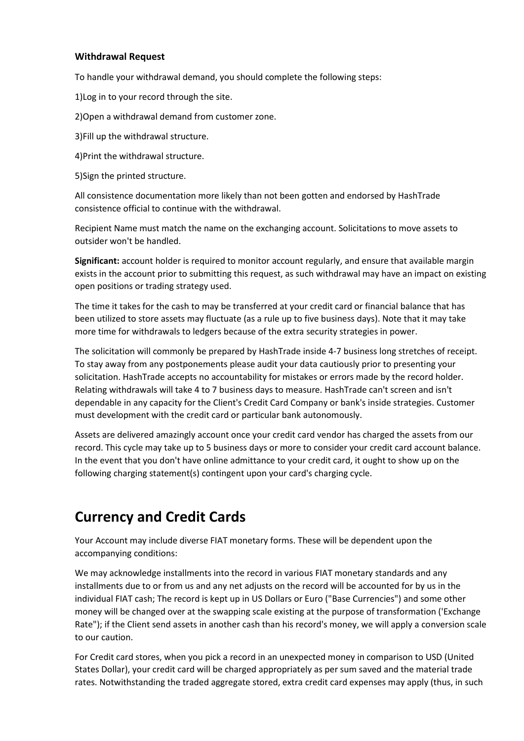**Withdrawal Request**

To handle your withdrawal demand, you should complete the following steps:

1)Log in to your record through the site.

2)Open a withdrawal demand from customer zone.

3)Fill up the withdrawal structure.

4)Print the withdrawal structure.

5)Sign the printed structure.

All consistence documentation more likely than not been gotten and endorsed by HashTrade consistence official to continue with the withdrawal.

Recipient Name must match the name on the exchanging account. Solicitations to move assets to outsider won't be handled.

**Significant:** account holder is required to monitor account regularly, and ensure that available margin exists in the account prior to submitting this request, as such withdrawal may have an impact on existing open positions or trading strategy used.

The time it takes for the cash to may be transferred at your credit card or financial balance that has been utilized to store assets may fluctuate (as a rule up to five business days). Note that it may take more time for withdrawals to ledgers because of the extra security strategies in power.

The solicitation will commonly be prepared by HashTrade inside 4-7 business long stretches of receipt. To stay away from any postponements please audit your data cautiously prior to presenting your solicitation. HashTrade accepts no accountability for mistakes or errors made by the record holder. Relating withdrawals will take 4 to 7 business days to measure. HashTrade can't screen and isn't dependable in any capacity for the Client's Credit Card Company or bank's inside strategies. Customer must development with the credit card or particular bank autonomously.

Assets are delivered amazingly account once your credit card vendor has charged the assets from our record. This cycle may take up to 5 business days or more to consider your credit card account balance. In the event that you don't have online admittance to your credit card, it ought to show up on the following charging statement(s) contingent upon your card's charging cycle.

## Currency and Credit Cards

Your Account may include diverse FIAT monetary forms. These will be dependent upon the accompanying conditions:

We may acknowledge installments into the record in various FIAT monetary standards and any installments due to or from us and any net adjusts on the record will be accounted for by us in the individual FIAT cash; The record is kept up in US Dollars or Euro ("Base Currencies") and some other money will be changed over at the swapping scale existing at the purpose of transformation ('Exchange Rate"); if the Client send assets in another cash than his record's money, we will apply a conversion scale to our caution.

For Credit card stores, when you pick a record in an unexpected money in comparison to USD (United States Dollar), your credit card will be charged appropriately as per sum saved and the material trade rates. Notwithstanding the traded aggregate stored, extra credit card expenses may apply (thus, in such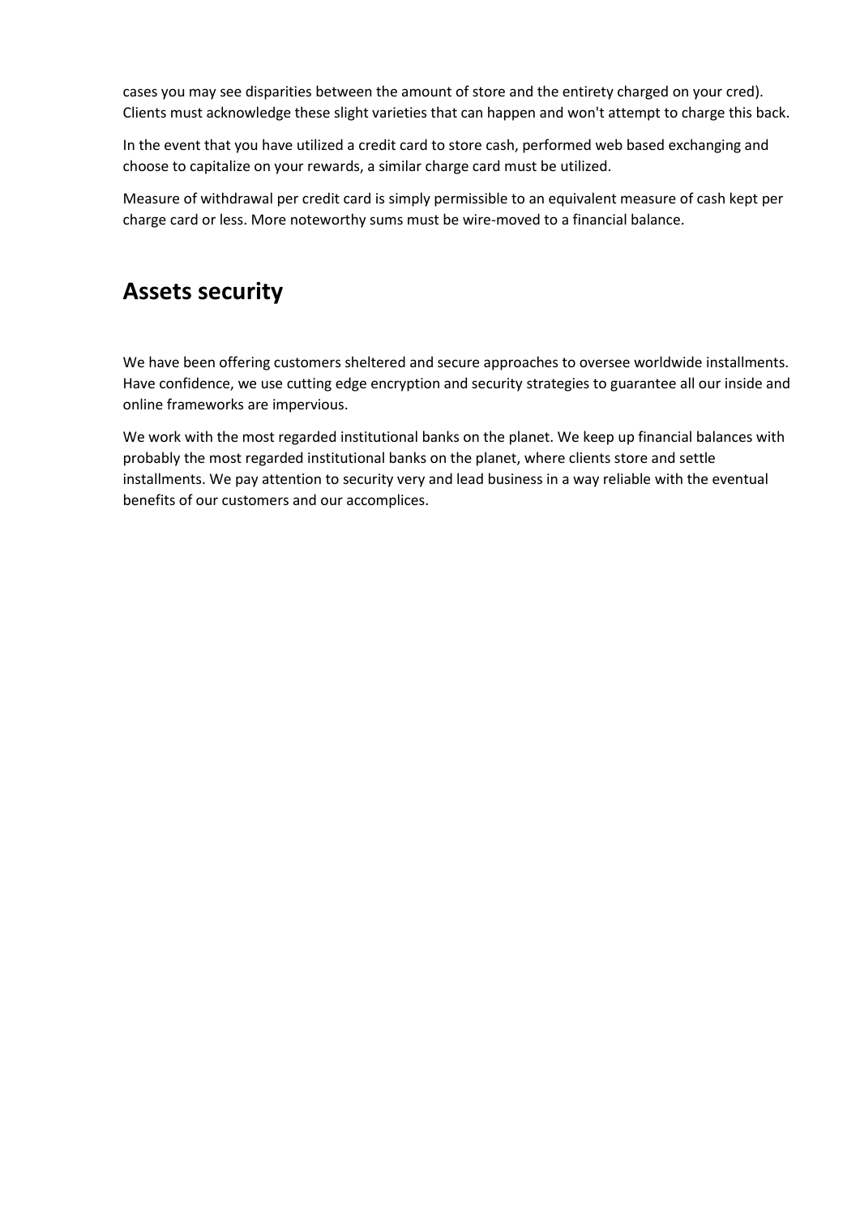cases you may see disparities between the amount of store and the entirety charged on your cred). Clients must acknowledge these slight varieties that can happen and won't attempt to charge this back.

In the event that you have utilized a credit card to store cash, performed web based exchanging and choose to capitalize on your rewards, a similar charge card must be utilized.

Measure of withdrawal per credit card is simply permissible to an equivalent measure of cash kept per charge card or less. More noteworthy sums must be wire-moved to a financial balance.

## Assets security

We have been offering customers sheltered and secure approaches to oversee worldwide installments. Have confidence, we use cutting edge encryption and security strategies to guarantee all our inside and online frameworks are impervious.

We work with the most regarded institutional banks on the planet. We keep up financial balances with probably the most regarded institutional banks on the planet, where clients store and settle installments. We pay attention to security very and lead business in a way reliable with the eventual benefits of our customers and our accomplices.